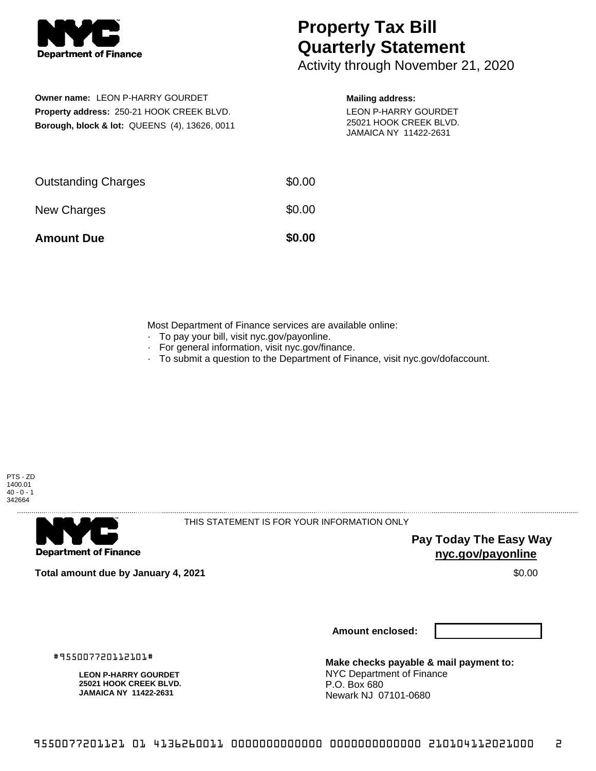Department of Finance

# Property Tax Bill Quarterly Statement

Activity through November 21, 2020

**Owner name:** LEON P-HARRY GOURDET
**Property address:** 250-21 HOOK CREEK BLVD.
**Borough, block & lot:** QUEENS (4), 13626, 0011

**Mailing address:**
LEON P-HARRY GOURDET
25021 HOOK CREEK BLVD.
JAMAICA NY 11422-2631

| | |
|---|---|
| Outstanding Charges | $0.00 |
| New Charges | $0.00 |
| **Amount Due** | **$0.00** |

Most Department of Finance services are available online:
- To pay your bill, visit nyc.gov/payonline.
- For general information, visit nyc.gov/finance.
- To submit a question to the Department of Finance, visit nyc.gov/dofaccount.

PTS - ZD
1400.01
40 - 0 - 1
342664

Department of Finance

THIS STATEMENT IS FOR YOUR INFORMATION ONLY

**Pay Today The Easy Way**
**nyc.gov/payonline**

**Total amount due by January 4, 2021** $0.00

**Amount enclosed:**

#955007720112101#

**LEON P-HARRY GOURDET**
**25021 HOOK CREEK BLVD.**
**JAMAICA NY 11422-2631**

**Make checks payable & mail payment to:**
NYC Department of Finance
P.O. Box 680
Newark NJ 07101-0680

9550077201121 01 4136260011 0000000000000 0000000000000 210104112021000 2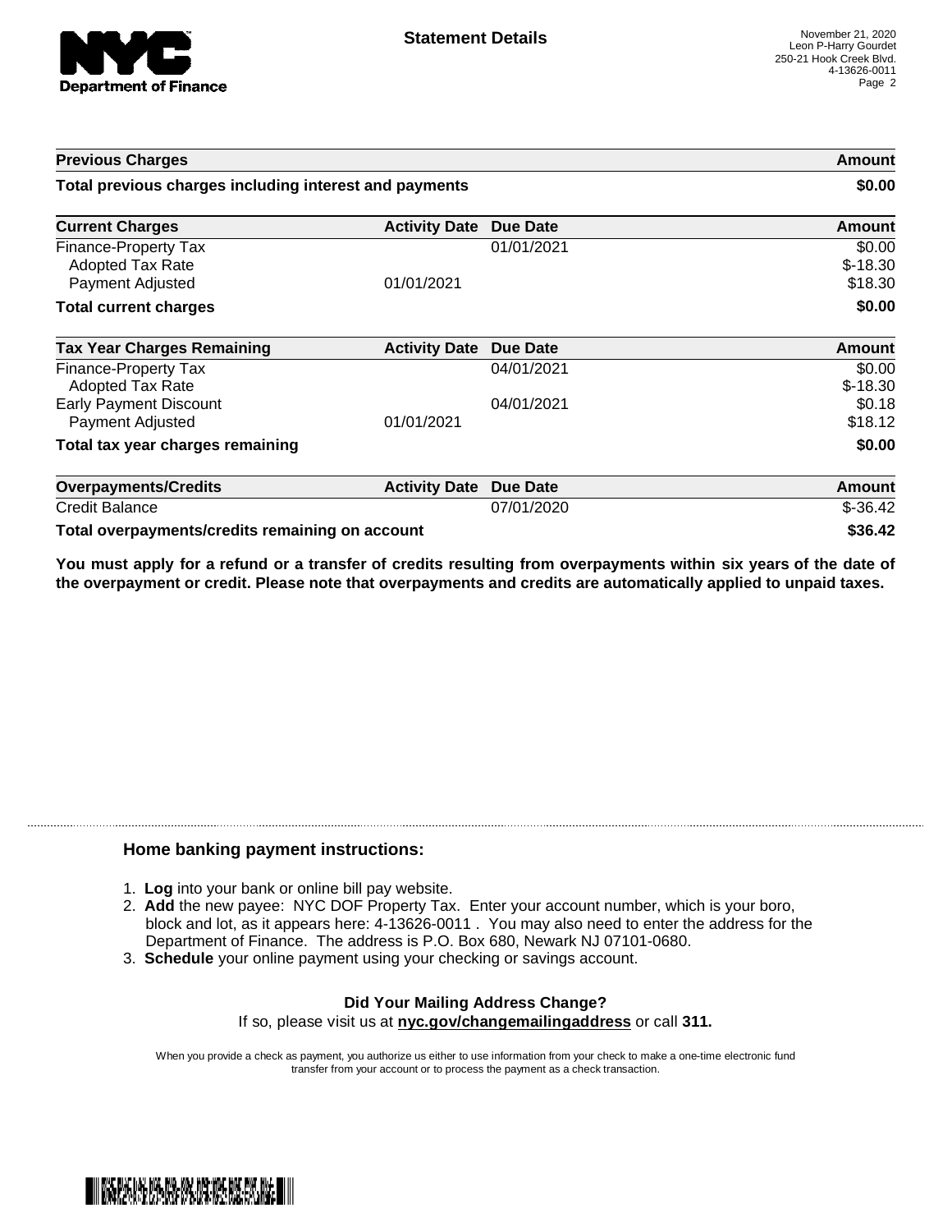# Statement Details

November 21, 2020
Leon P-Harry Gourdet
250-21 Hook Creek Blvd.
4-13626-0011

| Previous Charges | | | Amount |
|---|---|---|---|
| **Total previous charges including interest and payments** | | | **$0.00** |

| Current Charges | Activity Date | Due Date | Amount |
|---|---|---|---|
| Finance-Property Tax | | 01/01/2021 | $0.00 |
| Adopted Tax Rate | | | $-18.30 |
| Payment Adjusted | 01/01/2021 | | $18.30 |
| **Total current charges** | | | **$0.00** |

| Tax Year Charges Remaining | Activity Date | Due Date | Amount |
|---|---|---|---|
| Finance-Property Tax | | 04/01/2021 | $0.00 |
| Adopted Tax Rate | | | $-18.30 |
| Early Payment Discount | | 04/01/2021 | $0.18 |
| Payment Adjusted | 01/01/2021 | | $18.12 |
| **Total tax year charges remaining** | | | **$0.00** |

| Overpayments/Credits | Activity Date | Due Date | Amount |
|---|---|---|---|
| Credit Balance | | 07/01/2020 | $-36.42 |
| **Total overpayments/credits remaining on account** | | | **$36.42** |

**You must apply for a refund or a transfer of credits resulting from overpayments within six years of the date of the overpayment or credit. Please note that overpayments and credits are automatically applied to unpaid taxes.**

### Home banking payment instructions:

1. **Log** into your bank or online bill pay website.
2. **Add** the new payee: NYC DOF Property Tax. Enter your account number, which is your boro, block and lot, as it appears here: 4-13626-0011 . You may also need to enter the address for the Department of Finance. The address is P.O. Box 680, Newark NJ 07101-0680.
3. **Schedule** your online payment using your checking or savings account.

**Did Your Mailing Address Change?**

If so, please visit us at **nyc.gov/changemailingaddress** or call **311.**

When you provide a check as payment, you authorize us either to use information from your check to make a one-time electronic fund transfer from your account or to process the payment as a check transaction.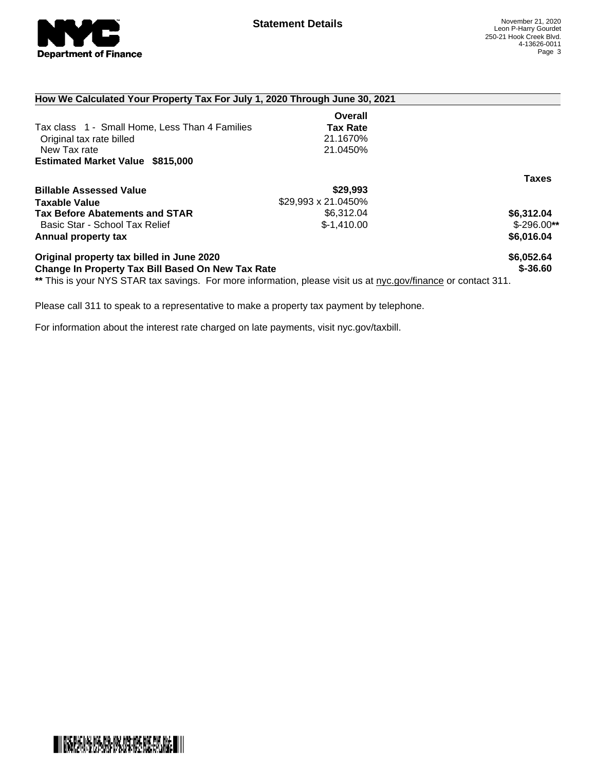## Statement Details

November 21, 2020
Leon P-Harry Gourdet
250-21 Hook Creek Blvd.
4-13626-0011

### How We Calculated Your Property Tax For July 1, 2020 Through June 30, 2021

| | | |
|---|---|---|
| | **Overall** | |
| Tax class 1 - Small Home, Less Than 4 Families | **Tax Rate** | |
| Original tax rate billed | 21.1670% | |
| New Tax rate | 21.0450% | |
| **Estimated Market Value $815,000** | | |
| | | **Taxes** |
| **Billable Assessed Value** | **$29,993** | |
| **Taxable Value** | $29,993 x 21.0450% | |
| **Tax Before Abatements and STAR** | $6,312.04 | **$6,312.04** |
| Basic Star - School Tax Relief | $-1,410.00 | $-296.00** |
| **Annual property tax** | | **$6,016.04** |
| **Original property tax billed in June 2020** | | **$6,052.64** |
| **Change In Property Tax Bill Based On New Tax Rate** | | **$-36.60** |

** This is your NYS STAR tax savings. For more information, please visit us at nyc.gov/finance or contact 311.

Please call 311 to speak to a representative to make a property tax payment by telephone.

For information about the interest rate charged on late payments, visit nyc.gov/taxbill.